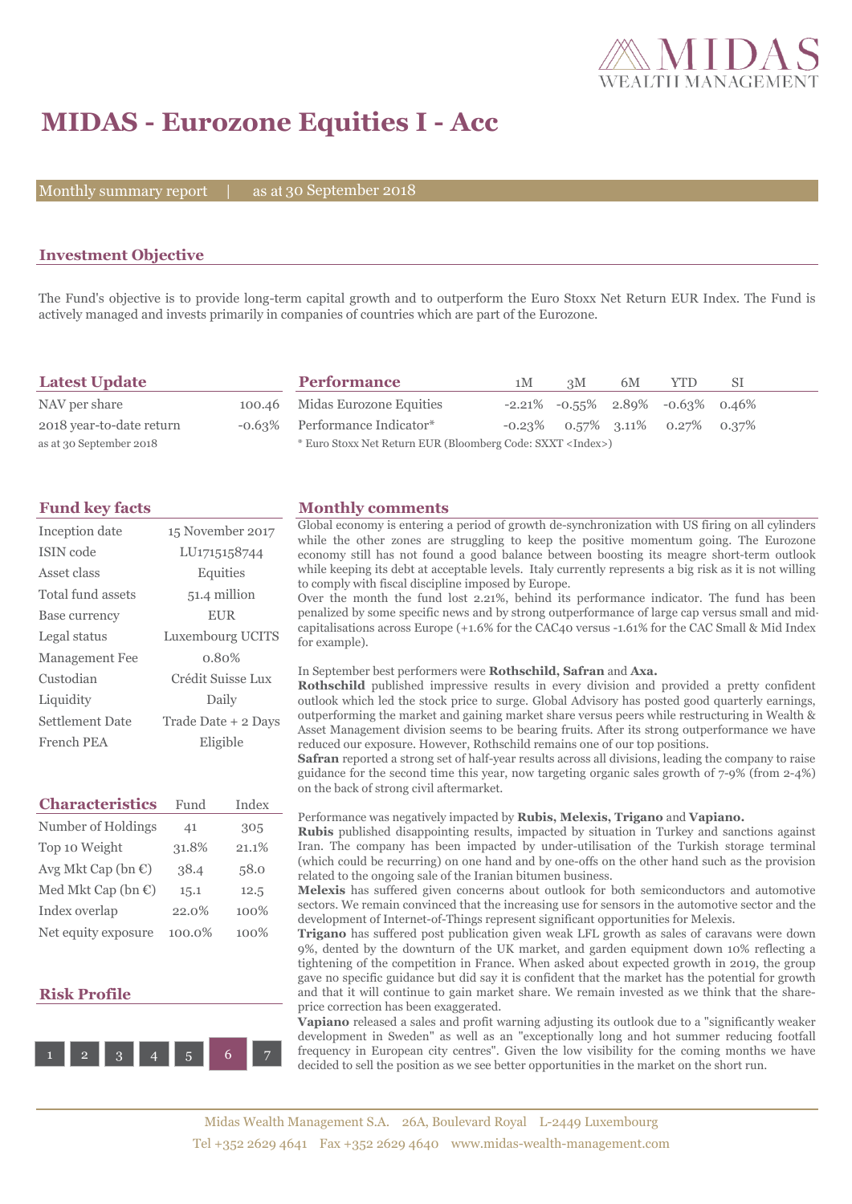# MIDAS - Eurozone Equities I - Acc

Monthly summary report | as at 30 September 2018

## Investment Objective

The Fund's objective is to provide long-term capital growth and to outperform the Euro Stoxx Net Return EUR Index. The Fund is actively managed and invests primarily in companies of countries which are part of the Eurozone.

## Latest Update

| | |
|---|---|
| NAV per share | 100.46 |
| 2018 year-to-date return | -0.63% |

as at 30 September 2018

## Performance

| | 1M | 3M | 6M | YTD | SI |
|---|---|---|---|---|---|
| Midas Eurozone Equities | -2.21% | -0.55% | 2.89% | -0.63% | 0.46% |
| Performance Indicator* | -0.23% | 0.57% | 3.11% | 0.27% | 0.37% |

* Euro Stoxx Net Return EUR (Bloomberg Code: SXXT <Index>)

## Fund key facts

| | |
|---|---|
| Inception date | 15 November 2017 |
| ISIN code | LU1715158744 |
| Asset class | Equities |
| Total fund assets | 51.4 million |
| Base currency | EUR |
| Legal status | Luxembourg UCITS |
| Management Fee | 0.80% |
| Custodian | Crédit Suisse Lux |
| Liquidity | Daily |
| Settlement Date | Trade Date + 2 Days |
| French PEA | Eligible |

## Characteristics

| | Fund | Index |
|---|---|---|
| Number of Holdings | 41 | 305 |
| Top 10 Weight | 31.8% | 21.1% |
| Avg Mkt Cap (bn €) | 38.4 | 58.0 |
| Med Mkt Cap (bn €) | 15.1 | 12.5 |
| Index overlap | 22.0% | 100% |
| Net equity exposure | 100.0% | 100% |

## Risk Profile

1 2 3 4 5 **6** 7

## Monthly comments

Global economy is entering a period of growth de-synchronization with US firing on all cylinders while the other zones are struggling to keep the positive momentum going. The Eurozone economy still has not found a good balance between boosting its meagre short-term outlook while keeping its debt at acceptable levels. Italy currently represents a big risk as it is not willing to comply with fiscal discipline imposed by Europe.

Over the month the fund lost 2.21%, behind its performance indicator. The fund has been penalized by some specific news and by strong outperformance of large cap versus small and mid-capitalisations across Europe (+1.6% for the CAC40 versus -1.61% for the CAC Small & Mid Index for example).

In September best performers were **Rothschild, Safran** and **Axa.**

**Rothschild** published impressive results in every division and provided a pretty confident outlook which led the stock price to surge. Global Advisory has posted good quarterly earnings, outperforming the market and gaining market share versus peers while restructuring in Wealth & Asset Management division seems to be bearing fruits. After its strong outperformance we have reduced our exposure. However, Rothschild remains one of our top positions.

**Safran** reported a strong set of half-year results across all divisions, leading the company to raise guidance for the second time this year, now targeting organic sales growth of 7-9% (from 2-4%) on the back of strong civil aftermarket.

Performance was negatively impacted by **Rubis, Melexis, Trigano** and **Vapiano.**

**Rubis** published disappointing results, impacted by situation in Turkey and sanctions against Iran. The company has been impacted by under-utilisation of the Turkish storage terminal (which could be recurring) on one hand and by one-offs on the other hand such as the provision related to the ongoing sale of the Iranian bitumen business.

**Melexis** has suffered given concerns about outlook for both semiconductors and automotive sectors. We remain convinced that the increasing use for sensors in the automotive sector and the development of Internet-of-Things represent significant opportunities for Melexis.

**Trigano** has suffered post publication given weak LFL growth as sales of caravans were down 9%, dented by the downturn of the UK market, and garden equipment down 10% reflecting a tightening of the competition in France. When asked about expected growth in 2019, the group gave no specific guidance but did say it is confident that the market has the potential for growth and that it will continue to gain market share. We remain invested as we think that the share-price correction has been exaggerated.

**Vapiano** released a sales and profit warning adjusting its outlook due to a "significantly weaker development in Sweden" as well as an "exceptionally long and hot summer reducing footfall frequency in European city centres". Given the low visibility for the coming months we have decided to sell the position as we see better opportunities in the market on the short run.

Midas Wealth Management S.A. 26A, Boulevard Royal L-2449 Luxembourg
Tel +352 2629 4641 Fax +352 2629 4640 www.midas-wealth-management.com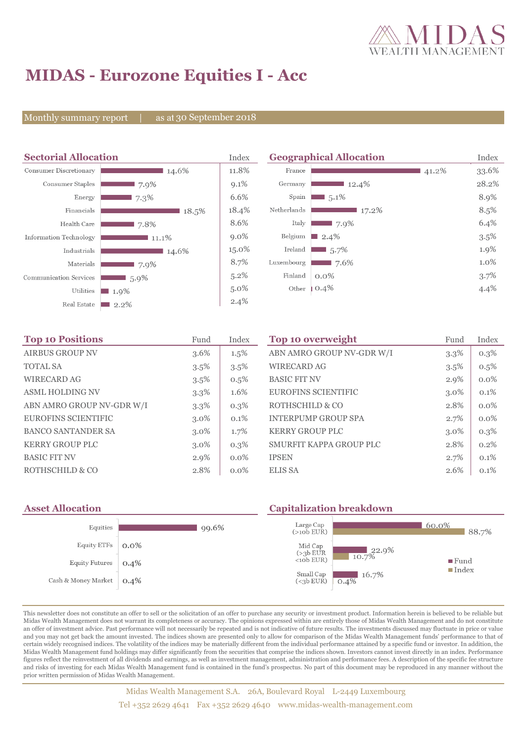# MIDAS - Eurozone Equities I - Acc

Monthly summary report | as at 30 September 2018

## Sectorial Allocation

Index

Consumer Discretionary 14.6% 11.8%
Consumer Staples 7.9% 9.1%
Energy 7.3% 6.6%
Financials 18.5% 18.4%
Health Care 7.8% 8.6%
Information Technology 11.1% 9.0%
Industrials 14.6% 15.0%
Materials 7.9% 8.7%
Communication Services 5.9% 5.2%
Utilities 1.9% 5.0%
Real Estate 2.2% 2.4%

## Geographical Allocation

Index

France 41.2% 33.6%
Germany 12.4% 28.2%
Spain 5.1% 8.9%
Netherlands 17.2% 8.5%
Italy 7.9% 6.4%
Belgium 2.4% 3.5%
Ireland 5.7% 1.9%
Luxembourg 7.6% 1.0%
Finland 0.0% 3.7%
Other 0.4% 4.4%

## Top 10 Positions

| Top 10 Positions | Fund | Index |
|---|---|---|
| AIRBUS GROUP NV | 3.6% | 1.5% |
| TOTAL SA | 3.5% | 3.5% |
| WIRECARD AG | 3.5% | 0.5% |
| ASML HOLDING NV | 3.3% | 1.6% |
| ABN AMRO GROUP NV-GDR W/I | 3.3% | 0.3% |
| EUROFINS SCIENTIFIC | 3.0% | 0.1% |
| BANCO SANTANDER SA | 3.0% | 1.7% |
| KERRY GROUP PLC | 3.0% | 0.3% |
| BASIC FIT NV | 2.9% | 0.0% |
| ROTHSCHILD & CO | 2.8% | 0.0% |

## Top 10 overweight

| Top 10 overweight | Fund | Index |
|---|---|---|
| ABN AMRO GROUP NV-GDR W/I | 3.3% | 0.3% |
| WIRECARD AG | 3.5% | 0.5% |
| BASIC FIT NV | 2.9% | 0.0% |
| EUROFINS SCIENTIFIC | 3.0% | 0.1% |
| ROTHSCHILD & CO | 2.8% | 0.0% |
| INTERPUMP GROUP SPA | 2.7% | 0.0% |
| KERRY GROUP PLC | 3.0% | 0.3% |
| SMURFIT KAPPA GROUP PLC | 2.8% | 0.2% |
| IPSEN | 2.7% | 0.1% |
| ELIS SA | 2.6% | 0.1% |

## Asset Allocation

Equities 99.6%
Equity ETFs 0.0%
Equity Futures 0.4%
Cash & Money Market 0.4%

## Capitalization breakdown

Large Cap (>10b EUR) 60.0% 88.7%
Mid Cap (>3b EUR <10b EUR) 22.9% 10.7%
Small Cap (<3b EUR) 16.7% 0.4%

Fund
Index

This newsletter does not constitute an offer to sell or the solicitation of an offer to purchase any security or investment product. Information herein is believed to be reliable but Midas Wealth Management does not warrant its completeness or accuracy. The opinions expressed within are entirely those of Midas Wealth Management and do not constitute an offer of investment advice. Past performance will not necessarily be repeated and is not indicative of future results. The investments discussed may fluctuate in price or value and you may not get back the amount invested. The indices shown are presented only to allow for comparison of the Midas Wealth Management funds' performance to that of certain widely recognised indices. The volatility of the indices may be materially different from the individual performance attained by a specific fund or investor. In addition, the Midas Wealth Management fund holdings may differ significantly from the securities that comprise the indices shown. Investors cannot invest directly in an index. Performance figures reflect the reinvestment of all dividends and earnings, as well as investment management, administration and performance fees. A description of the specific fee structure and risks of investing for each Midas Wealth Management fund is contained in the fund's prospectus. No part of this document may be reproduced in any manner without the prior written permission of Midas Wealth Management.

Midas Wealth Management S.A. 26A, Boulevard Royal L-2449 Luxembourg
Tel +352 2629 4641 Fax +352 2629 4640 www.midas-wealth-management.com